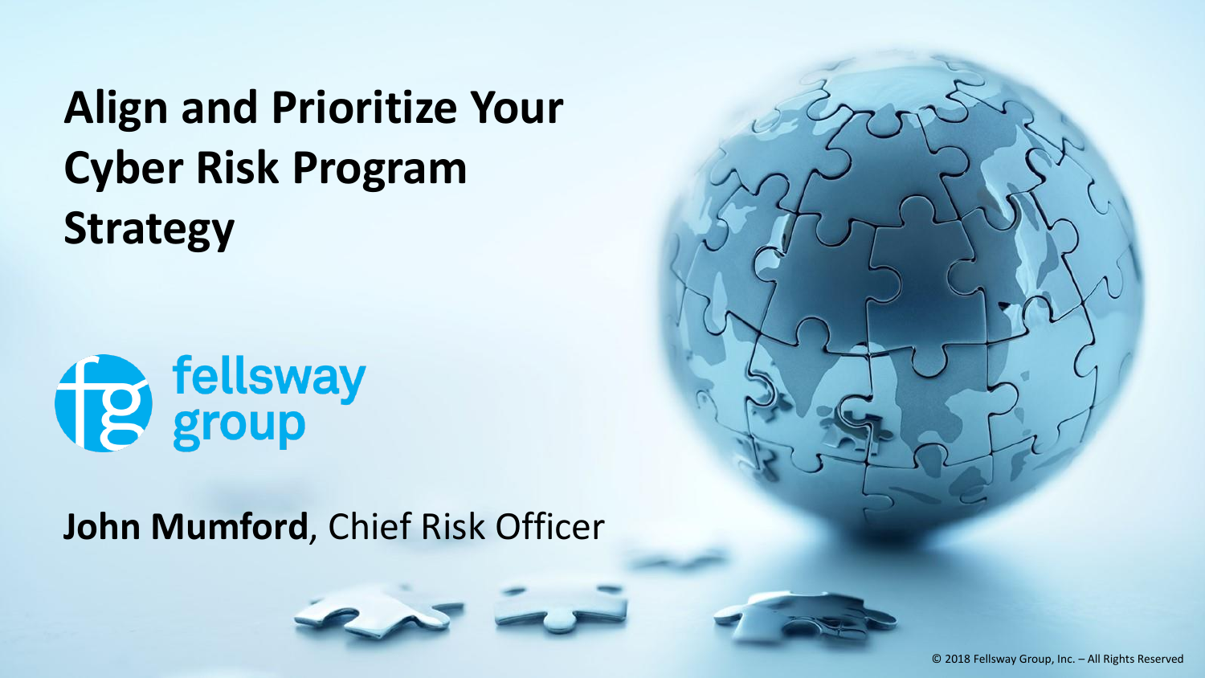# Align and Prioritize Your Cyber Risk Program Strategy

fellsway group

**John Mumford**, Chief Risk Officer

© 2018 Fellsway Group, Inc. – All Rights Reserved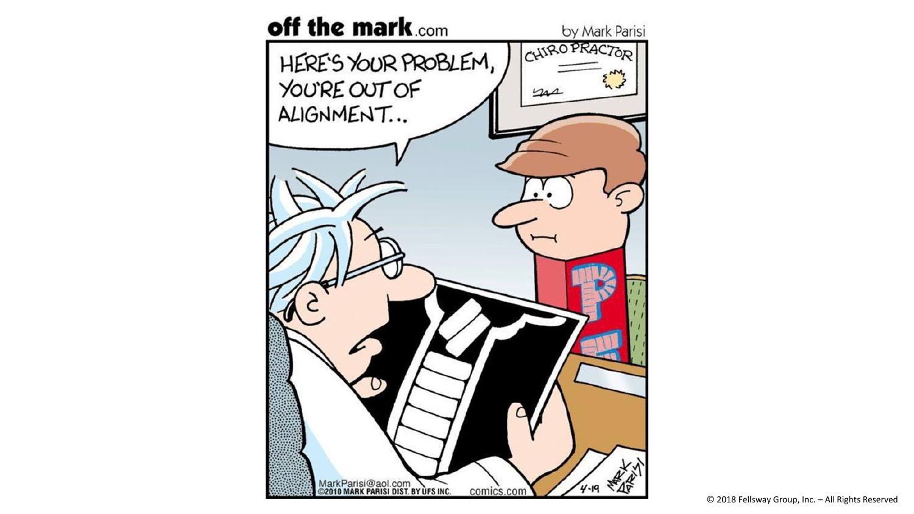**off the mark**.com

by Mark Parisi

HERE'S YOUR PROBLEM, YOU'RE OUT OF ALIGNMENT...

CHIRO PRACTOR

MarkParisi@aol.com
©2010 MARK PARISI DIST. BY UFS INC.

comics.com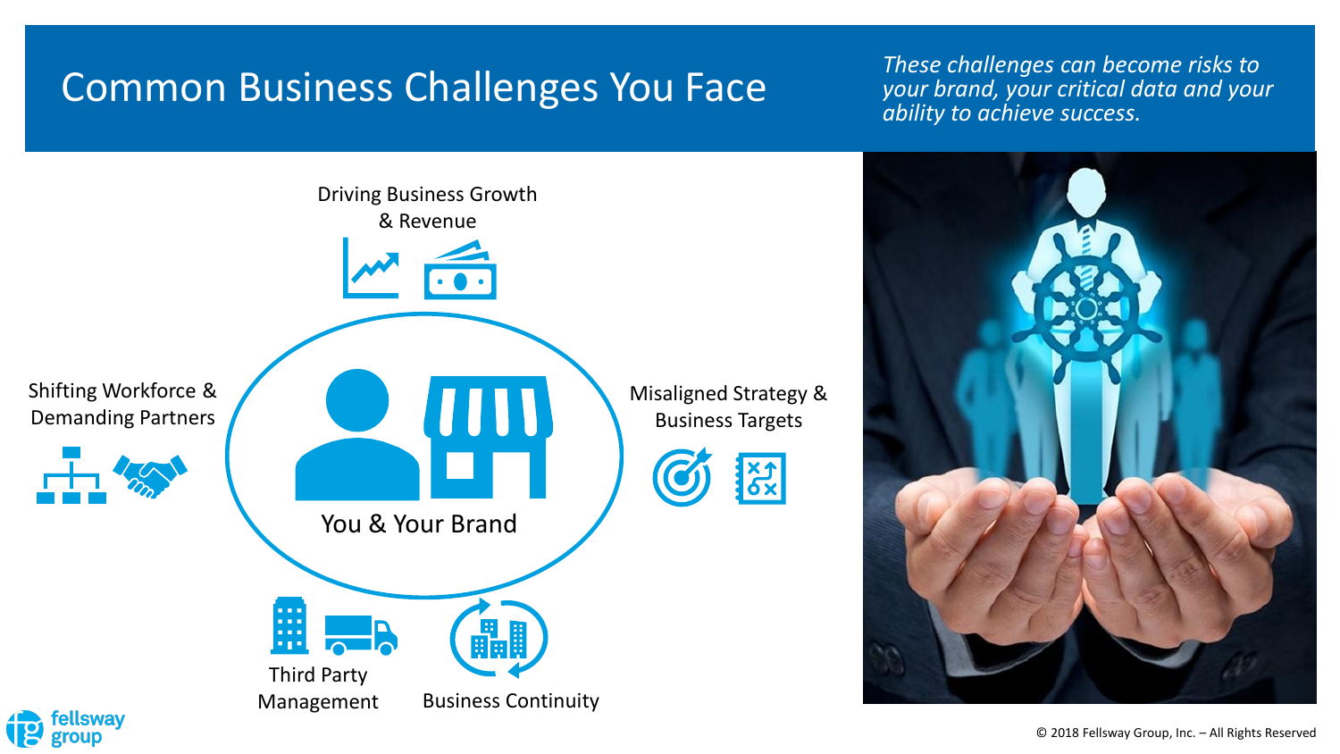# Common Business Challenges You Face

*These challenges can become risks to your brand, your critical data and your ability to achieve success.*

Driving Business Growth & Revenue

Shifting Workforce & Demanding Partners

You & Your Brand

Misaligned Strategy & Business Targets

Third Party Management

Business Continuity

© 2018 Fellsway Group, Inc. – All Rights Reserved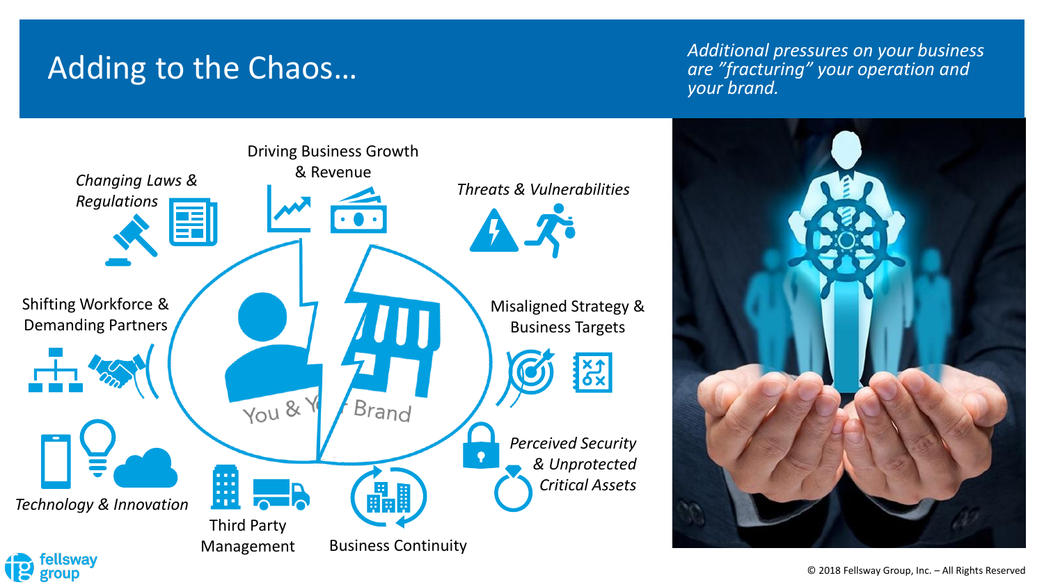# Adding to the Chaos…

*Additional pressures on your business are "fracturing" your operation and your brand.*

- *Changing Laws & Regulations*
- Driving Business Growth & Revenue
- *Threats & Vulnerabilities*
- Shifting Workforce & Demanding Partners
- Misaligned Strategy & Business Targets
- *Technology & Innovation*
- Third Party Management
- Business Continuity
- *Perceived Security & Unprotected Critical Assets*

You & Your Brand

© 2018 Fellsway Group, Inc. – All Rights Reserved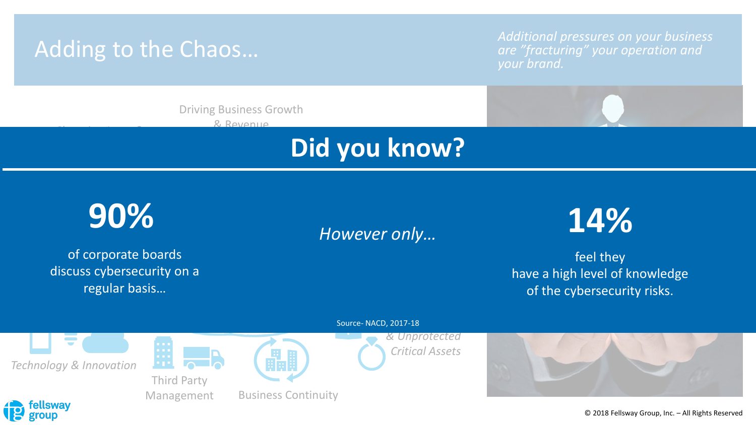# Adding to the Chaos…

*Additional pressures on your business are "fracturing" your operation and your brand.*

Driving Business Growth & Revenue

## Did you know?

**90%**

of corporate boards discuss cybersecurity on a regular basis…

*However only…*

**14%**

feel they have a high level of knowledge of the cybersecurity risks.

Source- NACD, 2017-18

*& Unprotected Critical Assets*

*Technology & Innovation*

Third Party Management

Business Continuity

© 2018 Fellsway Group, Inc. – All Rights Reserved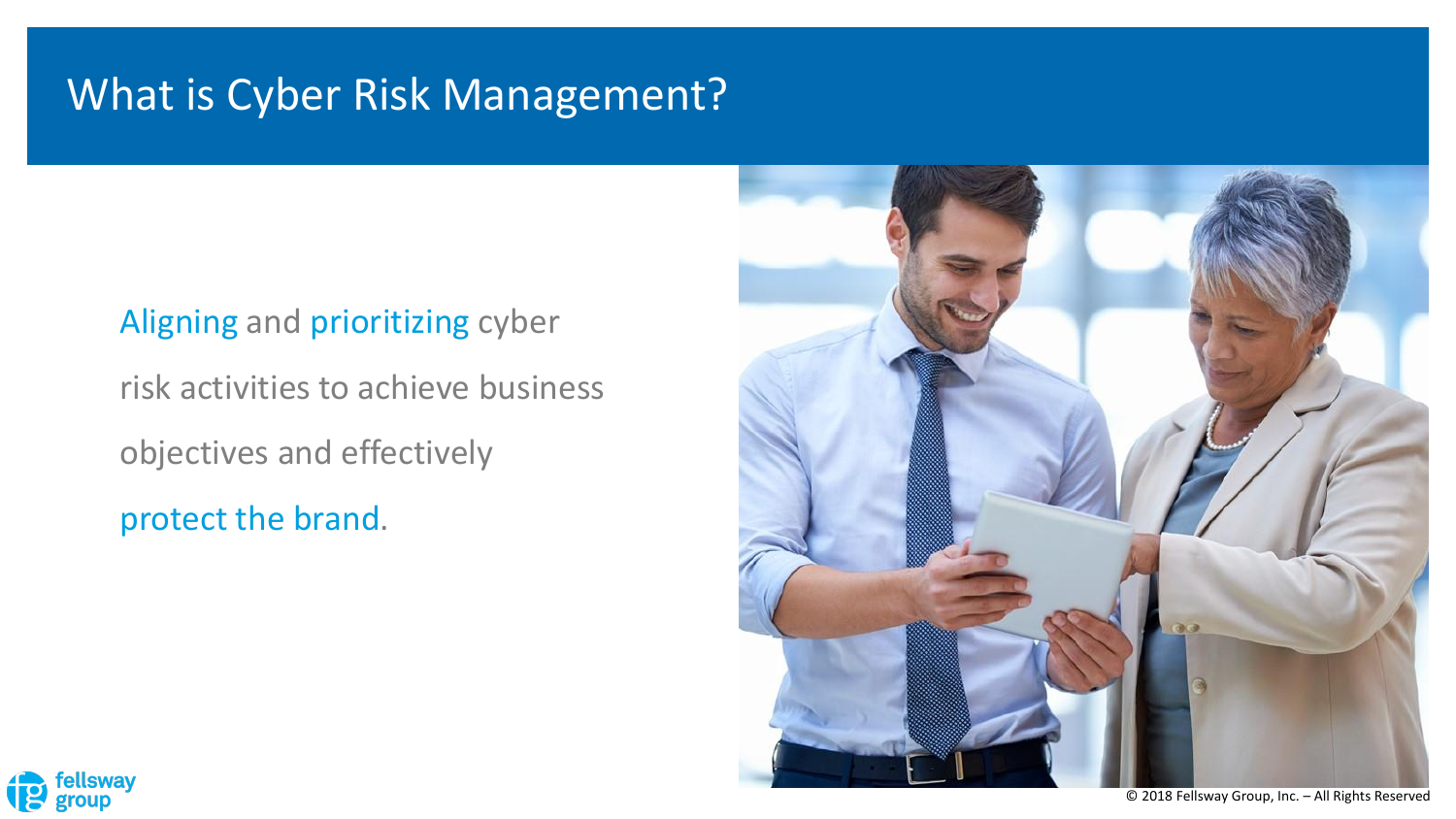# What is Cyber Risk Management?

Aligning and prioritizing cyber risk activities to achieve business objectives and effectively protect the brand.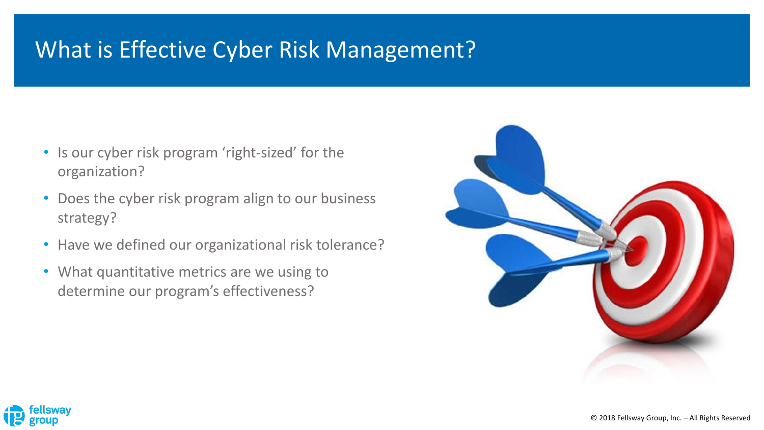# What is Effective Cyber Risk Management?

- Is our cyber risk program ‘right-sized’ for the organization?
- Does the cyber risk program align to our business strategy?
- Have we defined our organizational risk tolerance?
- What quantitative metrics are we using to determine our program’s effectiveness?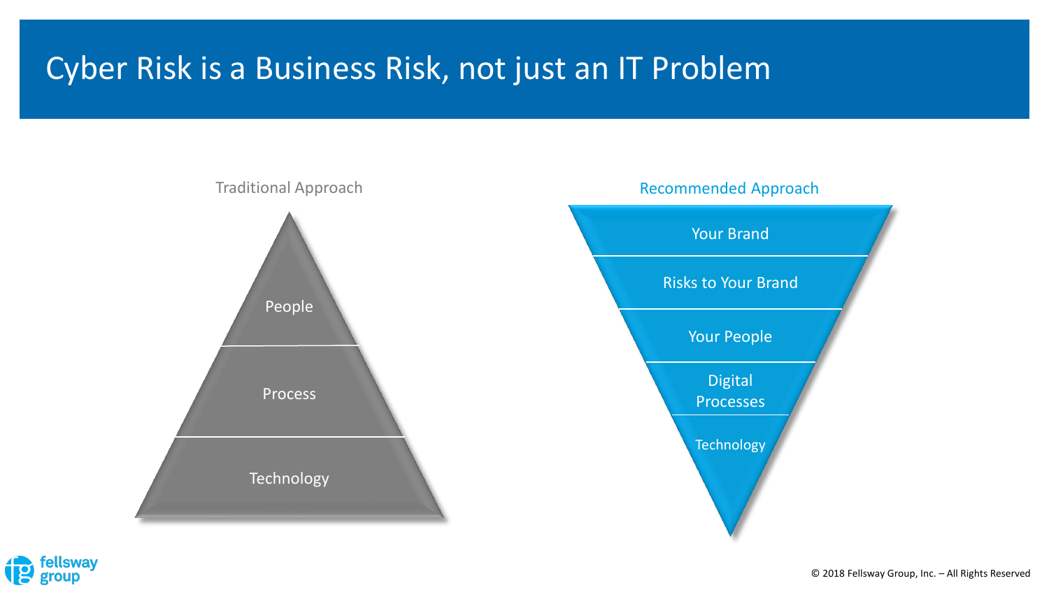# Cyber Risk is a Business Risk, not just an IT Problem

**Traditional Approach**

- People
- Process
- Technology

**Recommended Approach**

- Your Brand
- Risks to Your Brand
- Your People
- Digital Processes
- Technology

© 2018 Fellsway Group, Inc. – All Rights Reserved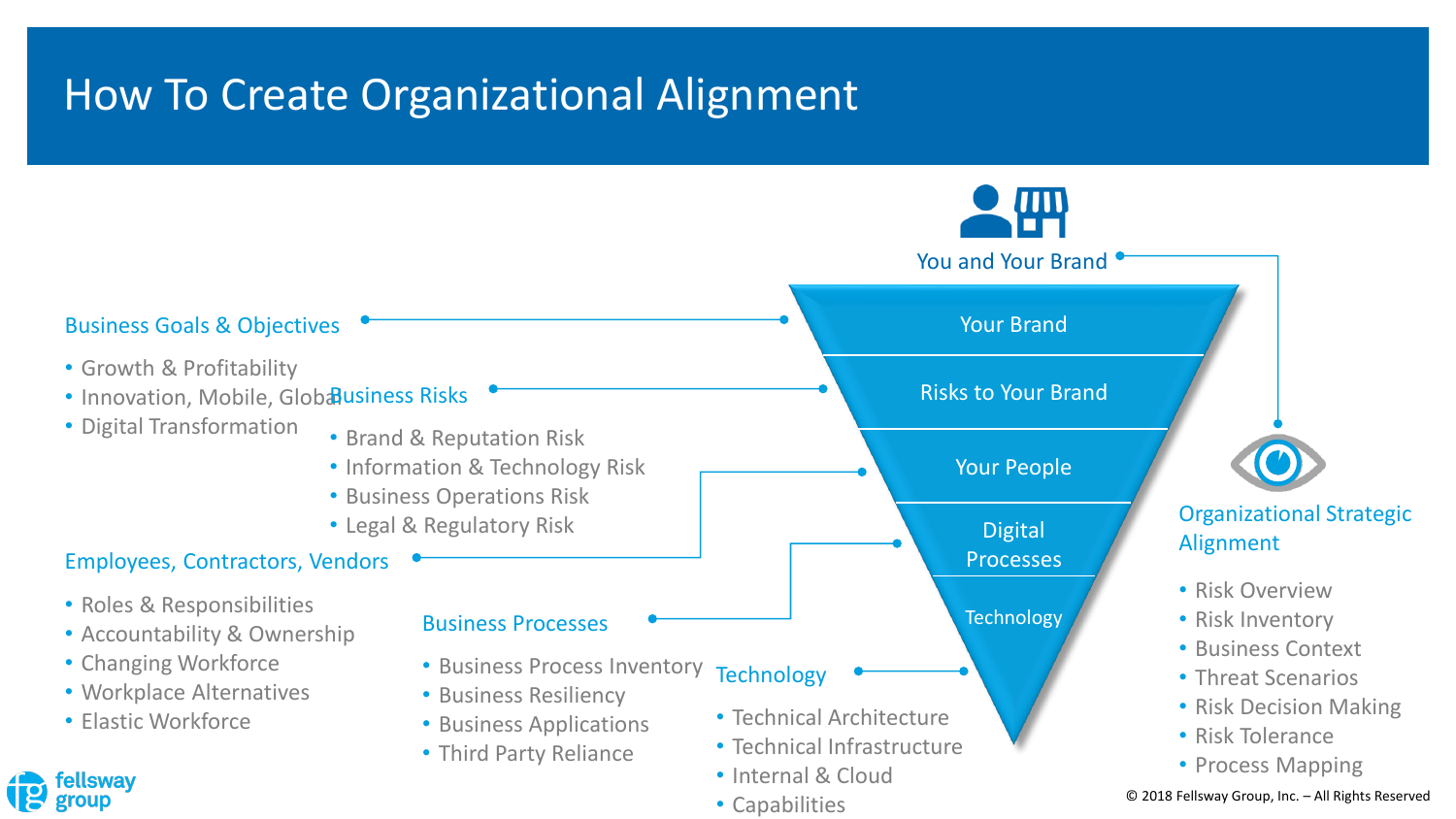# How To Create Organizational Alignment

You and Your Brand

- Your Brand
- Risks to Your Brand
- Your People
- Digital Processes
- Technology

## Business Goals & Objectives

- Growth & Profitability
- Innovation, Mobile, Global
- Digital Transformation

## Business Risks

- Brand & Reputation Risk
- Information & Technology Risk
- Business Operations Risk
- Legal & Regulatory Risk

## Employees, Contractors, Vendors

- Roles & Responsibilities
- Accountability & Ownership
- Changing Workforce
- Workplace Alternatives
- Elastic Workforce

## Business Processes

- Business Process Inventory
- Business Resiliency
- Business Applications
- Third Party Reliance

## Technology

- Technical Architecture
- Technical Infrastructure
- Internal & Cloud
- Capabilities

## Organizational Strategic Alignment

- Risk Overview
- Risk Inventory
- Business Context
- Threat Scenarios
- Risk Decision Making
- Risk Tolerance
- Process Mapping

fellsway group

© 2018 Fellsway Group, Inc. – All Rights Reserved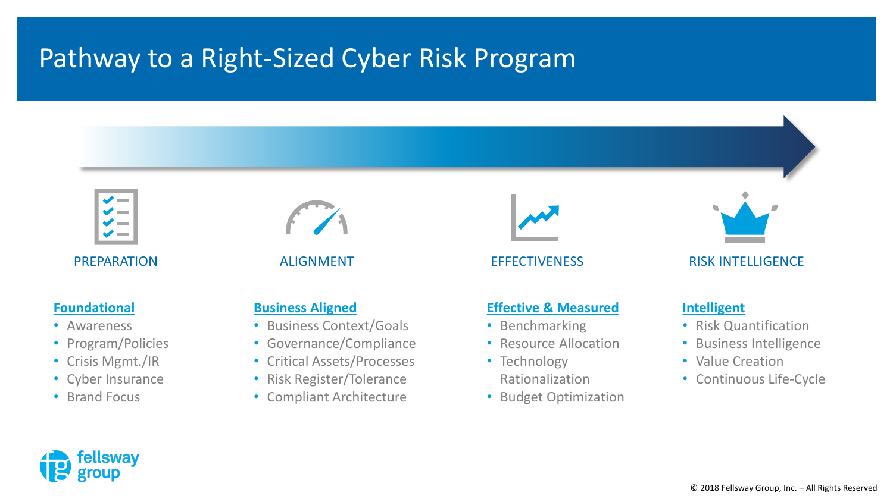# Pathway to a Right-Sized Cyber Risk Program

## PREPARATION

**Foundational**

- Awareness
- Program/Policies
- Crisis Mgmt./IR
- Cyber Insurance
- Brand Focus

## ALIGNMENT

**Business Aligned**

- Business Context/Goals
- Governance/Compliance
- Critical Assets/Processes
- Risk Register/Tolerance
- Compliant Architecture

## EFFECTIVENESS

**Effective & Measured**

- Benchmarking
- Resource Allocation
- Technology Rationalization
- Budget Optimization

## RISK INTELLIGENCE

**Intelligent**

- Risk Quantification
- Business Intelligence
- Value Creation
- Continuous Life-Cycle

© 2018 Fellsway Group, Inc. – All Rights Reserved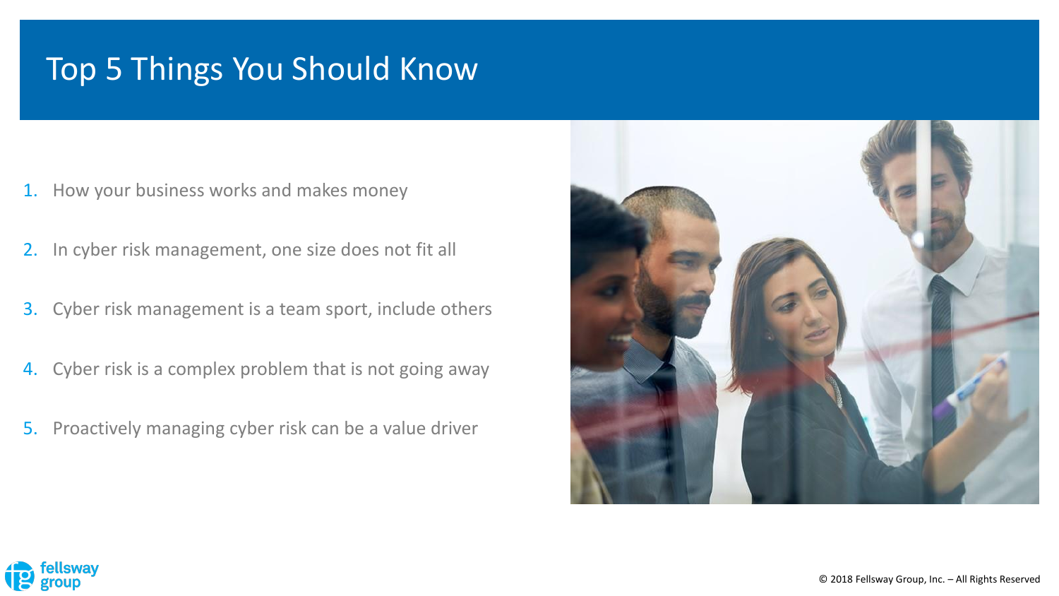# Top 5 Things You Should Know

1. How your business works and makes money
2. In cyber risk management, one size does not fit all
3. Cyber risk management is a team sport, include others
4. Cyber risk is a complex problem that is not going away
5. Proactively managing cyber risk can be a value driver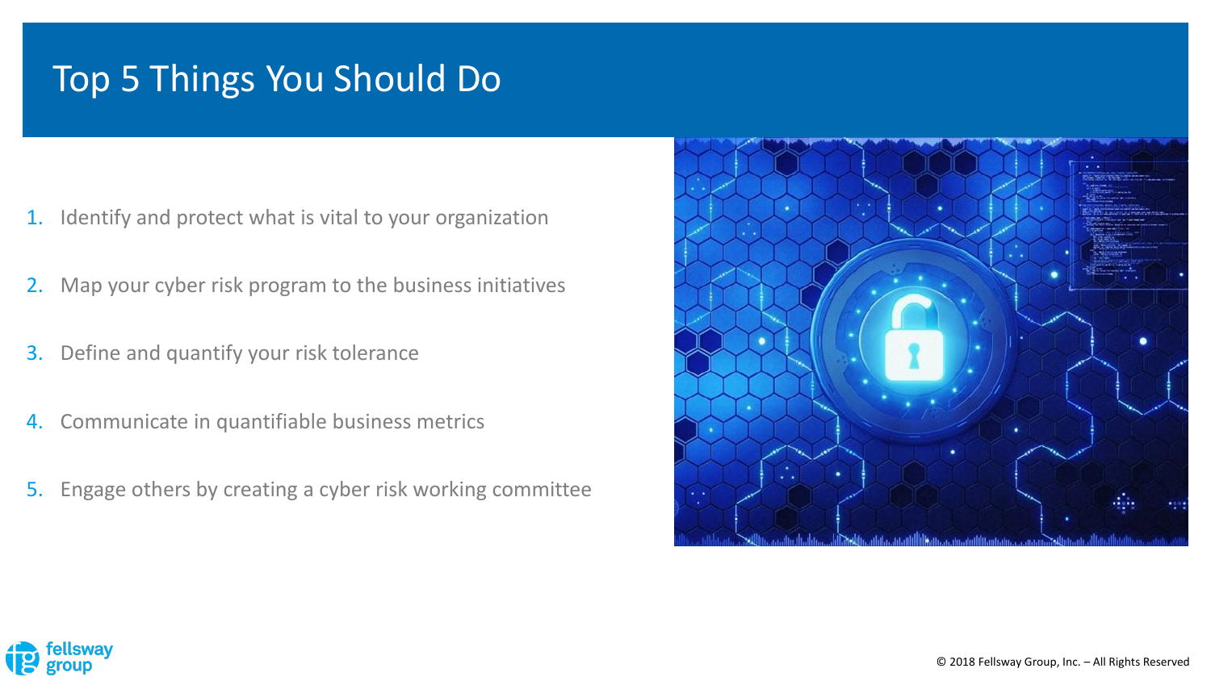# Top 5 Things You Should Do

1. Identify and protect what is vital to your organization
2. Map your cyber risk program to the business initiatives
3. Define and quantify your risk tolerance
4. Communicate in quantifiable business metrics
5. Engage others by creating a cyber risk working committee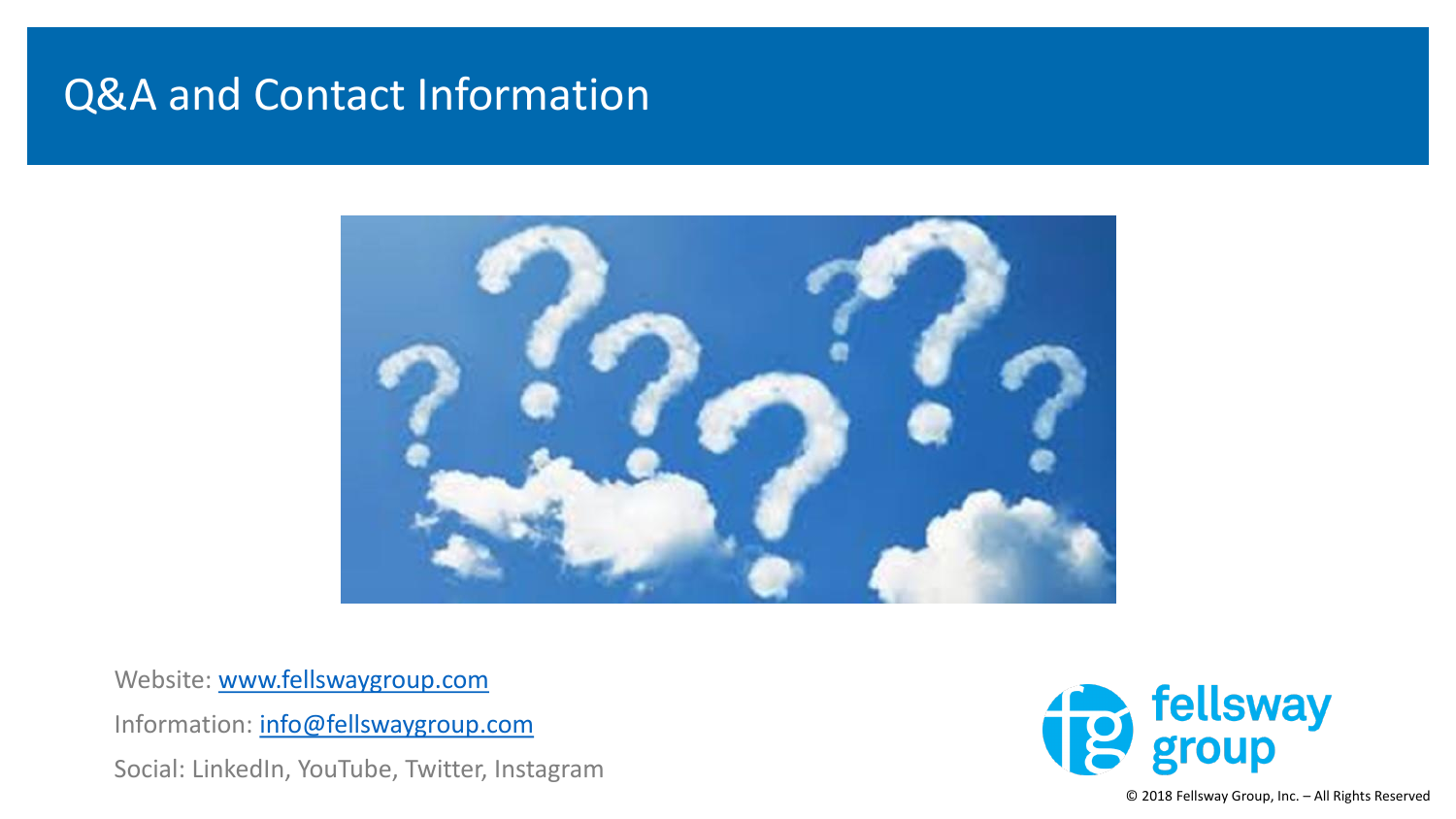# Q&A and Contact Information

Website: [www.fellswaygroup.com](http://www.fellswaygroup.com)

Information: [info@fellswaygroup.com](mailto:info@fellswaygroup.com)

Social: LinkedIn, YouTube, Twitter, Instagram

fellsway group

© 2018 Fellsway Group, Inc. – All Rights Reserved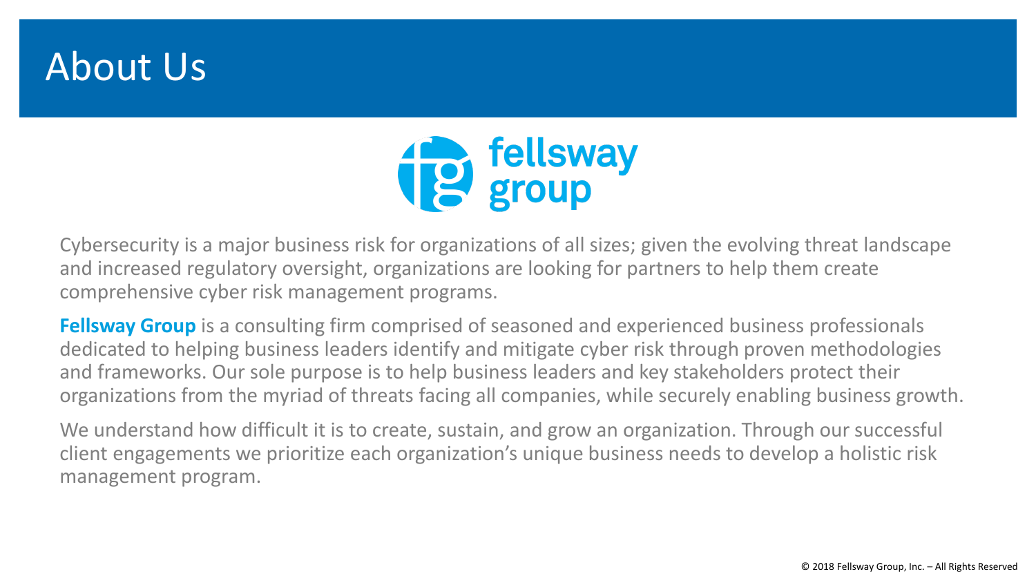# About Us

fellsway group

Cybersecurity is a major business risk for organizations of all sizes; given the evolving threat landscape and increased regulatory oversight, organizations are looking for partners to help them create comprehensive cyber risk management programs.

**Fellsway Group** is a consulting firm comprised of seasoned and experienced business professionals dedicated to helping business leaders identify and mitigate cyber risk through proven methodologies and frameworks. Our sole purpose is to help business leaders and key stakeholders protect their organizations from the myriad of threats facing all companies, while securely enabling business growth.

We understand how difficult it is to create, sustain, and grow an organization. Through our successful client engagements we prioritize each organization's unique business needs to develop a holistic risk management program.

© 2018 Fellsway Group, Inc. – All Rights Reserved